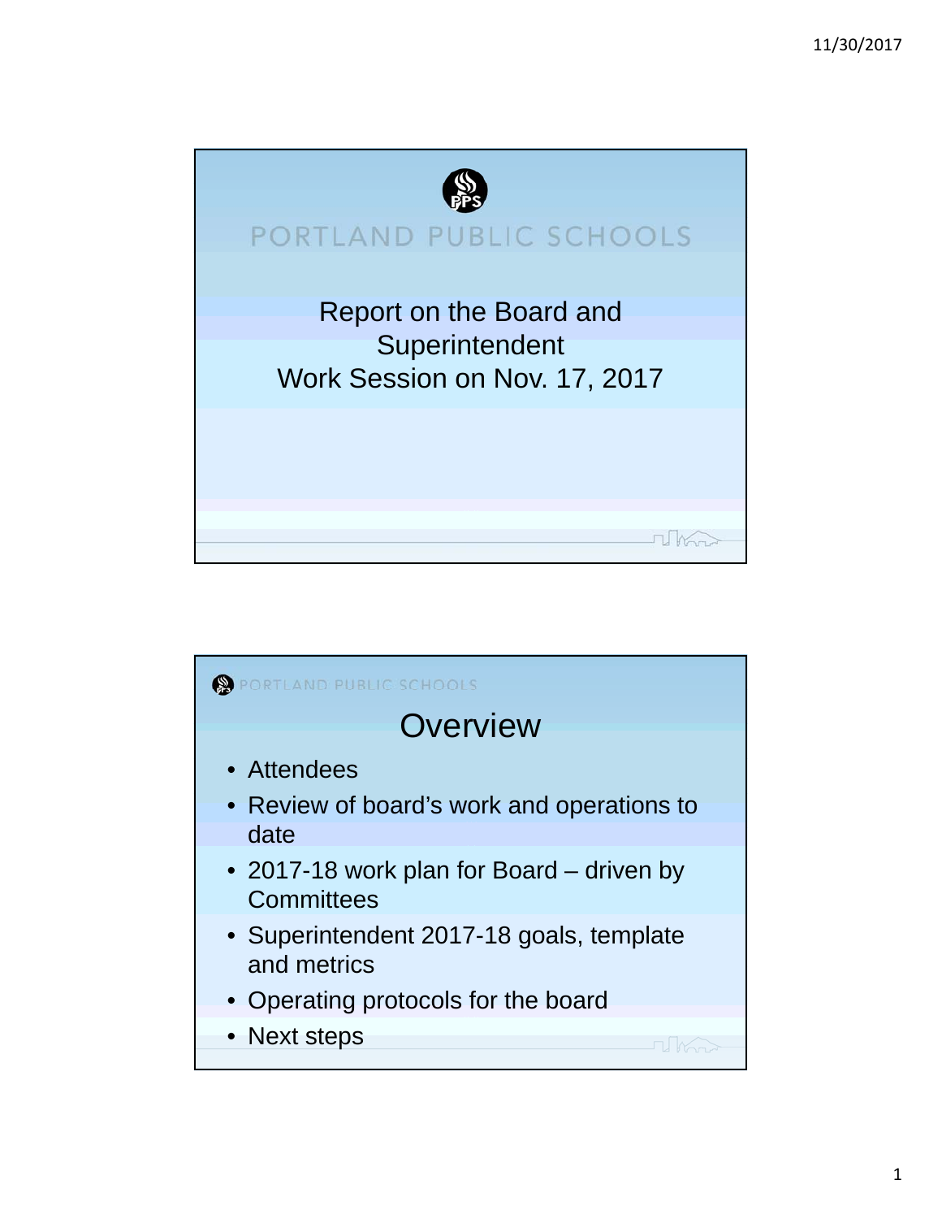PORTLAND PUBLIC SCHOOLS

# Report on the Board and Superintendent Work Session on Nov. 17, 2017

PORTLAND PUBLIC SCHOOLS

## Overview

- Attendees
- Review of board's work and operations to date
- 2017-18 work plan for Board – driven by Committees
- Superintendent 2017-18 goals, template and metrics
- Operating protocols for the board
- Next steps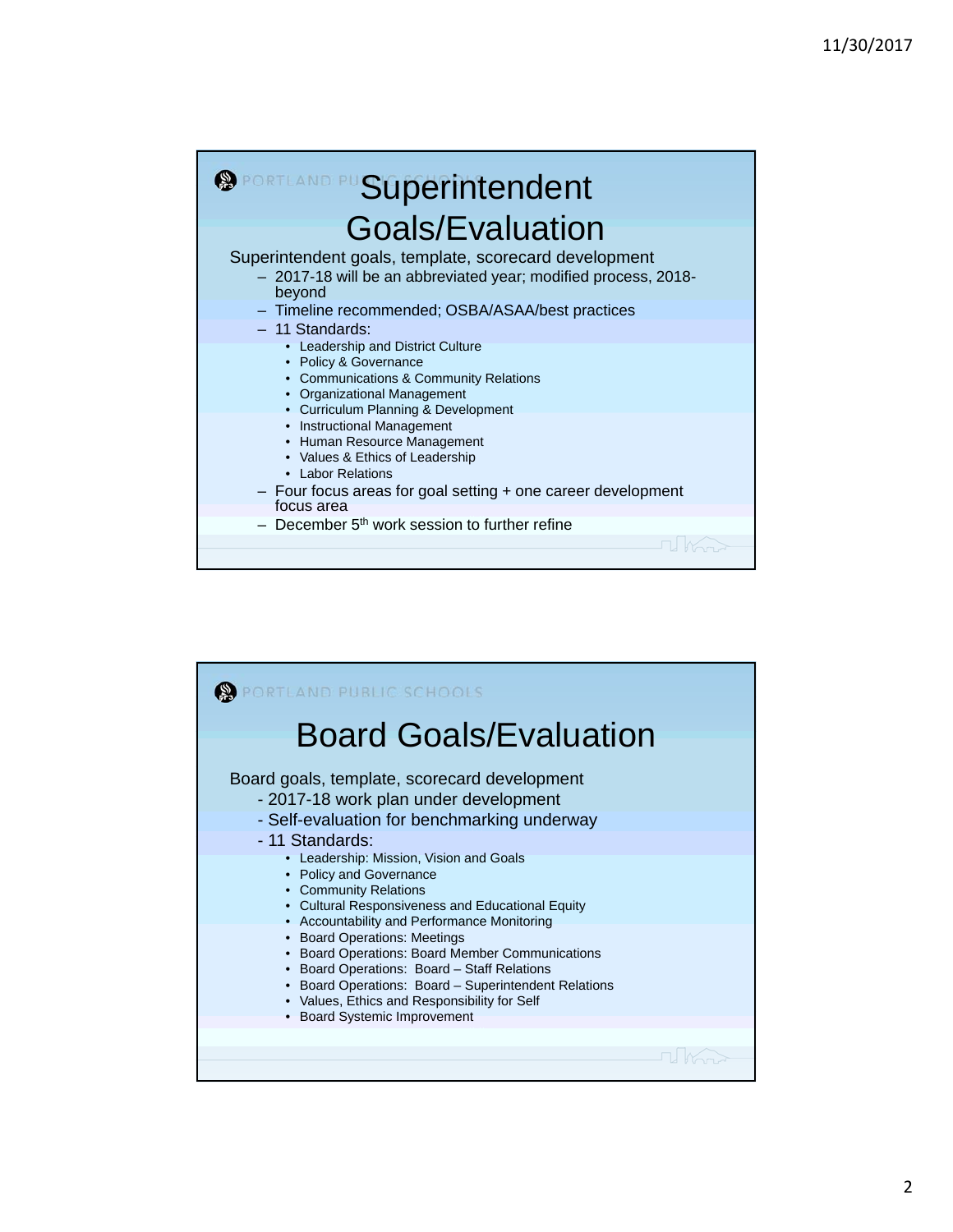## Superintendent Goals/Evaluation

Superintendent goals, template, scorecard development

- 2017-18 will be an abbreviated year; modified process, 2018-beyond
- Timeline recommended; OSBA/ASAA/best practices
- 11 Standards:
  - Leadership and District Culture
  - Policy & Governance
  - Communications & Community Relations
  - Organizational Management
  - Curriculum Planning & Development
  - Instructional Management
  - Human Resource Management
  - Values & Ethics of Leadership
  - Labor Relations
- Four focus areas for goal setting + one career development focus area
- December 5th work session to further refine

## Board Goals/Evaluation

Board goals, template, scorecard development

- 2017-18 work plan under development
- Self-evaluation for benchmarking underway
- 11 Standards:
  - Leadership: Mission, Vision and Goals
  - Policy and Governance
  - Community Relations
  - Cultural Responsiveness and Educational Equity
  - Accountability and Performance Monitoring
  - Board Operations: Meetings
  - Board Operations: Board Member Communications
  - Board Operations: Board – Staff Relations
  - Board Operations: Board – Superintendent Relations
  - Values, Ethics and Responsibility for Self
  - Board Systemic Improvement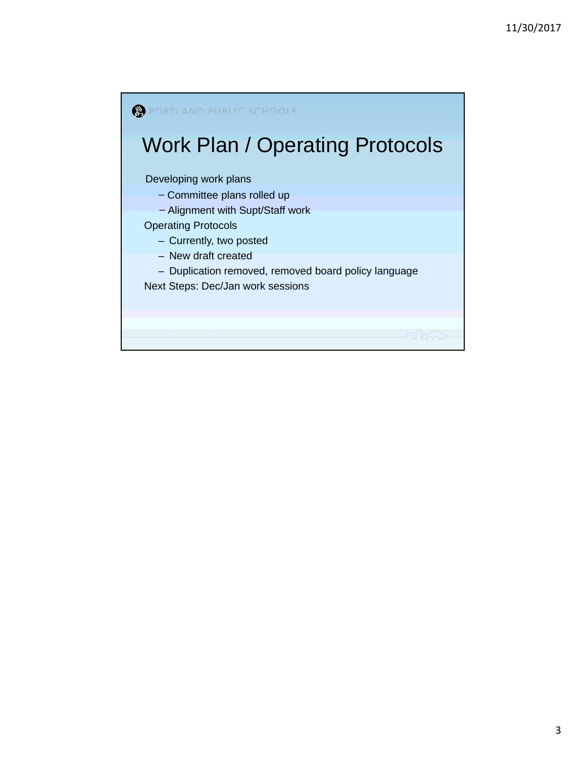PORTLAND PUBLIC SCHOOLS

# Work Plan / Operating Protocols

Developing work plans

- Committee plans rolled up
- Alignment with Supt/Staff work

Operating Protocols

- Currently, two posted
- New draft created
- Duplication removed, removed board policy language

Next Steps: Dec/Jan work sessions